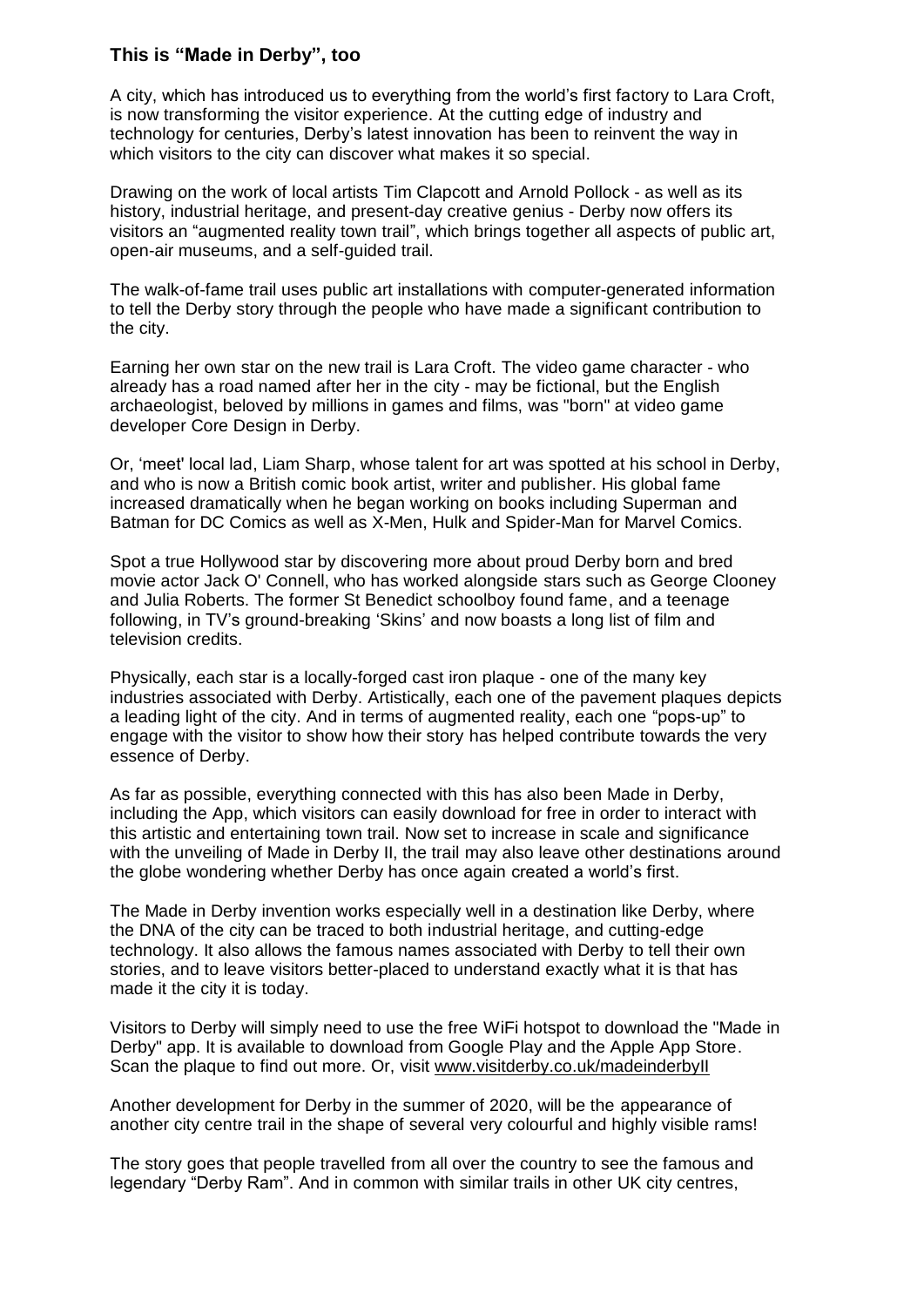## This is "Made in Derby", too

A city, which has introduced us to everything from the world's first factory to Lara Croft, is now transforming the visitor experience. At the cutting edge of industry and technology for centuries, Derby's latest innovation has been to reinvent the way in which visitors to the city can discover what makes it so special.

Drawing on the work of local artists Tim Clapcott and Arnold Pollock - as well as its history, industrial heritage, and present-day creative genius - Derby now offers its visitors an "augmented reality town trail", which brings together all aspects of public art, open-air museums, and a self-guided trail.

The walk-of-fame trail uses public art installations with computer-generated information to tell the Derby story through the people who have made a significant contribution to the city.

Earning her own star on the new trail is Lara Croft. The video game character - who already has a road named after her in the city - may be fictional, but the English archaeologist, beloved by millions in games and films, was "born" at video game developer Core Design in Derby.

Or, 'meet' local lad, Liam Sharp, whose talent for art was spotted at his school in Derby, and who is now a British comic book artist, writer and publisher. His global fame increased dramatically when he began working on books including Superman and Batman for DC Comics as well as X-Men, Hulk and Spider-Man for Marvel Comics.

Spot a true Hollywood star by discovering more about proud Derby born and bred movie actor Jack O' Connell, who has worked alongside stars such as George Clooney and Julia Roberts. The former St Benedict schoolboy found fame, and a teenage following, in TV's ground-breaking 'Skins' and now boasts a long list of film and television credits.

Physically, each star is a locally-forged cast iron plaque - one of the many key industries associated with Derby. Artistically, each one of the pavement plaques depicts a leading light of the city. And in terms of augmented reality, each one "pops-up" to engage with the visitor to show how their story has helped contribute towards the very essence of Derby.

As far as possible, everything connected with this has also been Made in Derby, including the App, which visitors can easily download for free in order to interact with this artistic and entertaining town trail. Now set to increase in scale and significance with the unveiling of Made in Derby II, the trail may also leave other destinations around the globe wondering whether Derby has once again created a world's first.

The Made in Derby invention works especially well in a destination like Derby, where the DNA of the city can be traced to both industrial heritage, and cutting-edge technology. It also allows the famous names associated with Derby to tell their own stories, and to leave visitors better-placed to understand exactly what it is that has made it the city it is today.

Visitors to Derby will simply need to use the free WiFi hotspot to download the "Made in Derby" app. It is available to download from Google Play and the Apple App Store. Scan the plaque to find out more. Or, visit www.visitderby.co.uk/madeinderbyII

Another development for Derby in the summer of 2020, will be the appearance of another city centre trail in the shape of several very colourful and highly visible rams!

The story goes that people travelled from all over the country to see the famous and legendary "Derby Ram". And in common with similar trails in other UK city centres,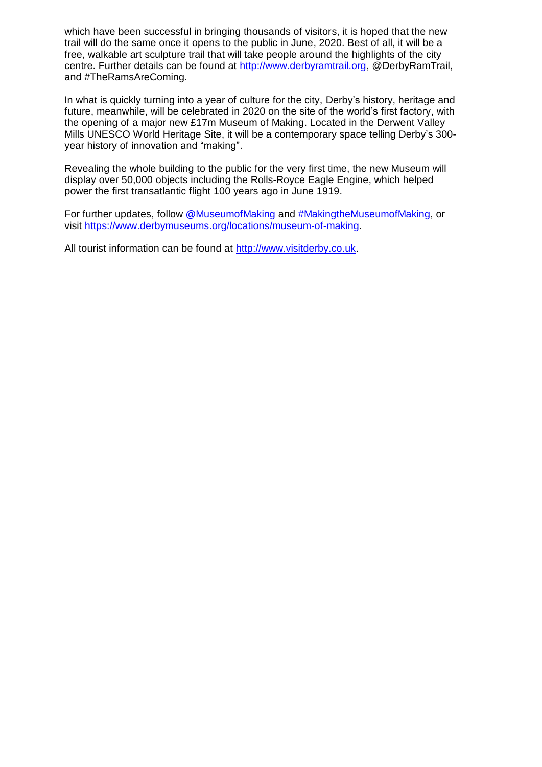which have been successful in bringing thousands of visitors, it is hoped that the new trail will do the same once it opens to the public in June, 2020. Best of all, it will be a free, walkable art sculpture trail that will take people around the highlights of the city centre. Further details can be found at [http://www.derbyramtrail.org](http://www.derbyramtrail.org), @DerbyRamTrail, and #TheRamsAreComing.

In what is quickly turning into a year of culture for the city, Derby's history, heritage and future, meanwhile, will be celebrated in 2020 on the site of the world's first factory, with the opening of a major new £17m Museum of Making. Located in the Derwent Valley Mills UNESCO World Heritage Site, it will be a contemporary space telling Derby's 300-year history of innovation and "making".

Revealing the whole building to the public for the very first time, the new Museum will display over 50,000 objects including the Rolls-Royce Eagle Engine, which helped power the first transatlantic flight 100 years ago in June 1919.

For further updates, follow @MuseumofMaking and #MakingtheMuseumofMaking, or visit [https://www.derbymuseums.org/locations/museum-of-making](https://www.derbymuseums.org/locations/museum-of-making).

All tourist information can be found at [http://www.visitderby.co.uk](http://www.visitderby.co.uk).